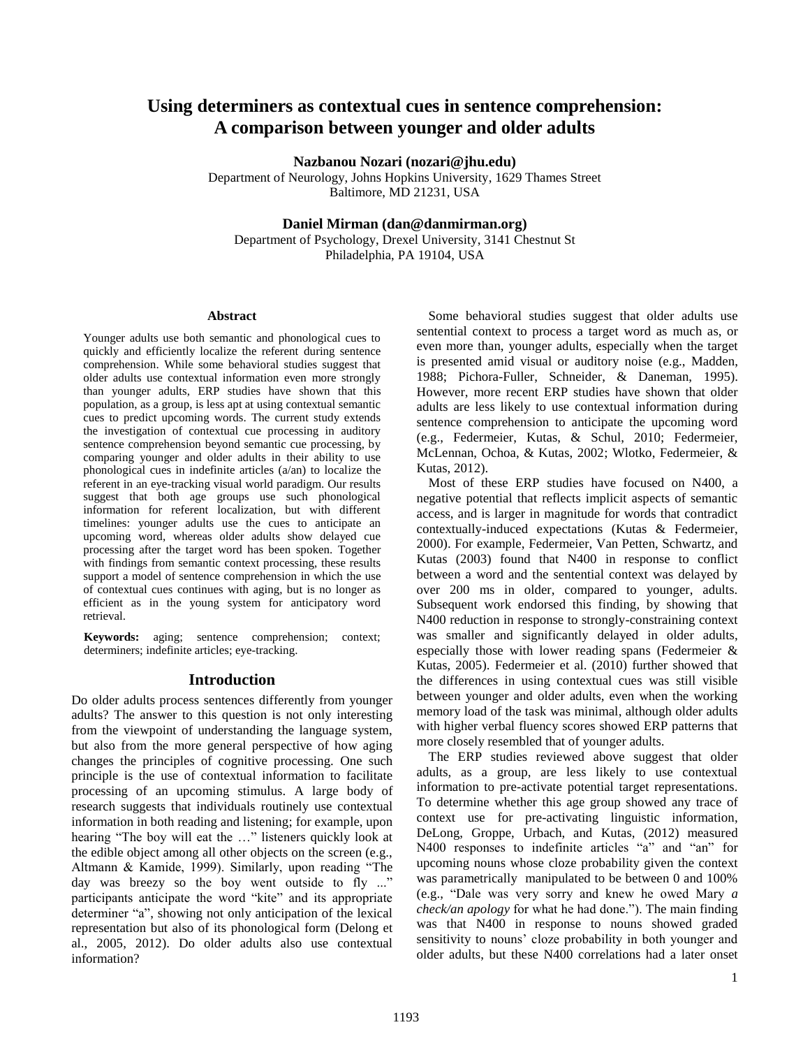# Using determiners as contextual cues in sentence comprehension: A comparison between younger and older adults

**Nazbanou Nozari (nozari@jhu.edu)**
Department of Neurology, Johns Hopkins University, 1629 Thames Street
Baltimore, MD 21231, USA

**Daniel Mirman (dan@danmirman.org)**
Department of Psychology, Drexel University, 3141 Chestnut St
Philadelphia, PA 19104, USA

## Abstract

Younger adults use both semantic and phonological cues to quickly and efficiently localize the referent during sentence comprehension. While some behavioral studies suggest that older adults use contextual information even more strongly than younger adults, ERP studies have shown that this population, as a group, is less apt at using contextual semantic cues to predict upcoming words. The current study extends the investigation of contextual cue processing in auditory sentence comprehension beyond semantic cue processing, by comparing younger and older adults in their ability to use phonological cues in indefinite articles (a/an) to localize the referent in an eye-tracking visual world paradigm. Our results suggest that both age groups use such phonological information for referent localization, but with different timelines: younger adults use the cues to anticipate an upcoming word, whereas older adults show delayed cue processing after the target word has been spoken. Together with findings from semantic context processing, these results support a model of sentence comprehension in which the use of contextual cues continues with aging, but is no longer as efficient as in the young system for anticipatory word retrieval.

**Keywords:** aging; sentence comprehension; context; determiners; indefinite articles; eye-tracking.

## Introduction

Do older adults process sentences differently from younger adults? The answer to this question is not only interesting from the viewpoint of understanding the language system, but also from the more general perspective of how aging changes the principles of cognitive processing. One such principle is the use of contextual information to facilitate processing of an upcoming stimulus. A large body of research suggests that individuals routinely use contextual information in both reading and listening; for example, upon hearing "The boy will eat the …" listeners quickly look at the edible object among all other objects on the screen (e.g., Altmann & Kamide, 1999). Similarly, upon reading "The day was breezy so the boy went outside to fly ..." participants anticipate the word "kite" and its appropriate determiner "a", showing not only anticipation of the lexical representation but also of its phonological form (Delong et al., 2005, 2012). Do older adults also use contextual information?

Some behavioral studies suggest that older adults use sentential context to process a target word as much as, or even more than, younger adults, especially when the target is presented amid visual or auditory noise (e.g., Madden, 1988; Pichora-Fuller, Schneider, & Daneman, 1995). However, more recent ERP studies have shown that older adults are less likely to use contextual information during sentence comprehension to anticipate the upcoming word (e.g., Federmeier, Kutas, & Schul, 2010; Federmeier, McLennan, Ochoa, & Kutas, 2002; Wlotko, Federmeier, & Kutas, 2012).

Most of these ERP studies have focused on N400, a negative potential that reflects implicit aspects of semantic access, and is larger in magnitude for words that contradict contextually-induced expectations (Kutas & Federmeier, 2000). For example, Federmeier, Van Petten, Schwartz, and Kutas (2003) found that N400 in response to conflict between a word and the sentential context was delayed by over 200 ms in older, compared to younger, adults. Subsequent work endorsed this finding, by showing that N400 reduction in response to strongly-constraining context was smaller and significantly delayed in older adults, especially those with lower reading spans (Federmeier & Kutas, 2005). Federmeier et al. (2010) further showed that the differences in using contextual cues was still visible between younger and older adults, even when the working memory load of the task was minimal, although older adults with higher verbal fluency scores showed ERP patterns that more closely resembled that of younger adults.

The ERP studies reviewed above suggest that older adults, as a group, are less likely to use contextual information to pre-activate potential target representations. To determine whether this age group showed any trace of context use for pre-activating linguistic information, DeLong, Groppe, Urbach, and Kutas, (2012) measured N400 responses to indefinite articles "a" and "an" for upcoming nouns whose cloze probability given the context was parametrically manipulated to be between 0 and 100% (e.g., "Dale was very sorry and knew he owed Mary *a check/an apology* for what he had done."). The main finding was that N400 in response to nouns showed graded sensitivity to nouns' cloze probability in both younger and older adults, but these N400 correlations had a later onset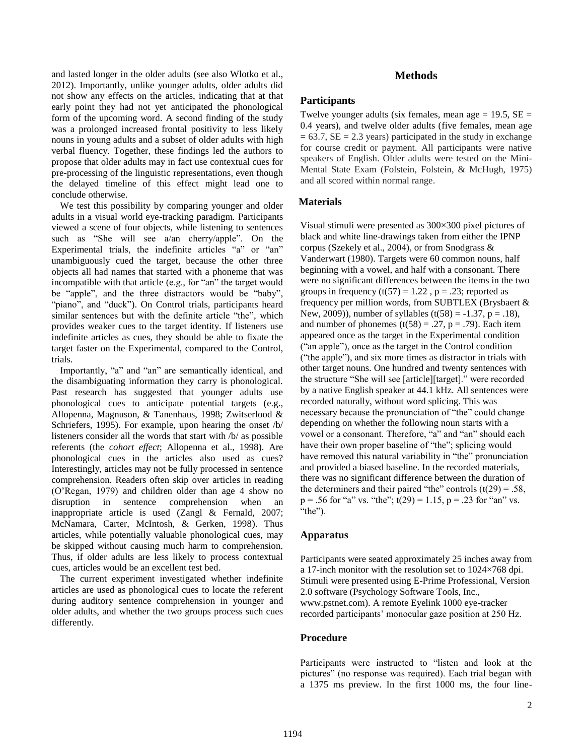and lasted longer in the older adults (see also Wlotko et al., 2012). Importantly, unlike younger adults, older adults did not show any effects on the articles, indicating that at that early point they had not yet anticipated the phonological form of the upcoming word. A second finding of the study was a prolonged increased frontal positivity to less likely nouns in young adults and a subset of older adults with high verbal fluency. Together, these findings led the authors to propose that older adults may in fact use contextual cues for pre-processing of the linguistic representations, even though the delayed timeline of this effect might lead one to conclude otherwise.

We test this possibility by comparing younger and older adults in a visual world eye-tracking paradigm. Participants viewed a scene of four objects, while listening to sentences such as "She will see a/an cherry/apple". On the Experimental trials, the indefinite articles "a" or "an" unambiguously cued the target, because the other three objects all had names that started with a phoneme that was incompatible with that article (e.g., for "an" the target would be "apple", and the three distractors would be "baby", "piano", and "duck"). On Control trials, participants heard similar sentences but with the definite article "the", which provides weaker cues to the target identity. If listeners use indefinite articles as cues, they should be able to fixate the target faster on the Experimental, compared to the Control, trials.

Importantly, "a" and "an" are semantically identical, and the disambiguating information they carry is phonological. Past research has suggested that younger adults use phonological cues to anticipate potential targets (e.g., Allopenna, Magnuson, & Tanenhaus, 1998; Zwitserlood & Schriefers, 1995). For example, upon hearing the onset /b/ listeners consider all the words that start with /b/ as possible referents (the *cohort effect*; Allopenna et al., 1998). Are phonological cues in the articles also used as cues? Interestingly, articles may not be fully processed in sentence comprehension. Readers often skip over articles in reading (O'Regan, 1979) and children older than age 4 show no disruption in sentence comprehension when an inappropriate article is used (Zangl & Fernald, 2007; McNamara, Carter, McIntosh, & Gerken, 1998). Thus articles, while potentially valuable phonological cues, may be skipped without causing much harm to comprehension. Thus, if older adults are less likely to process contextual cues, articles would be an excellent test bed.

The current experiment investigated whether indefinite articles are used as phonological cues to locate the referent during auditory sentence comprehension in younger and older adults, and whether the two groups process such cues differently.

## Methods

### Participants

Twelve younger adults (six females, mean age = 19.5, SE = 0.4 years), and twelve older adults (five females, mean age = 63.7, SE = 2.3 years) participated in the study in exchange for course credit or payment. All participants were native speakers of English. Older adults were tested on the Mini-Mental State Exam (Folstein, Folstein, & McHugh, 1975) and all scored within normal range.

### Materials

Visual stimuli were presented as 300×300 pixel pictures of black and white line-drawings taken from either the IPNP corpus (Szekely et al., 2004), or from Snodgrass & Vanderwart (1980). Targets were 60 common nouns, half beginning with a vowel, and half with a consonant. There were no significant differences between the items in the two groups in frequency ($t(57) = 1.22$, $p = .23$; reported as frequency per million words, from SUBTLEX (Brysbaert & New, 2009)), number of syllables ($t(58) = -1.37$, $p = .18$), and number of phonemes ($t(58) = .27$, $p = .79$). Each item appeared once as the target in the Experimental condition ("an apple"), once as the target in the Control condition ("the apple"), and six more times as distractor in trials with other target nouns. One hundred and twenty sentences with the structure "She will see [article][target]." were recorded by a native English speaker at 44.1 kHz. All sentences were recorded naturally, without word splicing. This was necessary because the pronunciation of "the" could change depending on whether the following noun starts with a vowel or a consonant. Therefore, "a" and "an" should each have their own proper baseline of "the"; splicing would have removed this natural variability in "the" pronunciation and provided a biased baseline. In the recorded materials, there was no significant difference between the duration of the determiners and their paired "the" controls ($t(29) = .58$, $p = .56$ for "a" vs. "the"; $t(29) = 1.15$, $p = .23$ for "an" vs. "the").

### Apparatus

Participants were seated approximately 25 inches away from a 17-inch monitor with the resolution set to 1024×768 dpi. Stimuli were presented using E-Prime Professional, Version 2.0 software (Psychology Software Tools, Inc., www.pstnet.com). A remote Eyelink 1000 eye-tracker recorded participants' monocular gaze position at 250 Hz.

### Procedure

Participants were instructed to "listen and look at the pictures" (no response was required). Each trial began with a 1375 ms preview. In the first 1000 ms, the four line-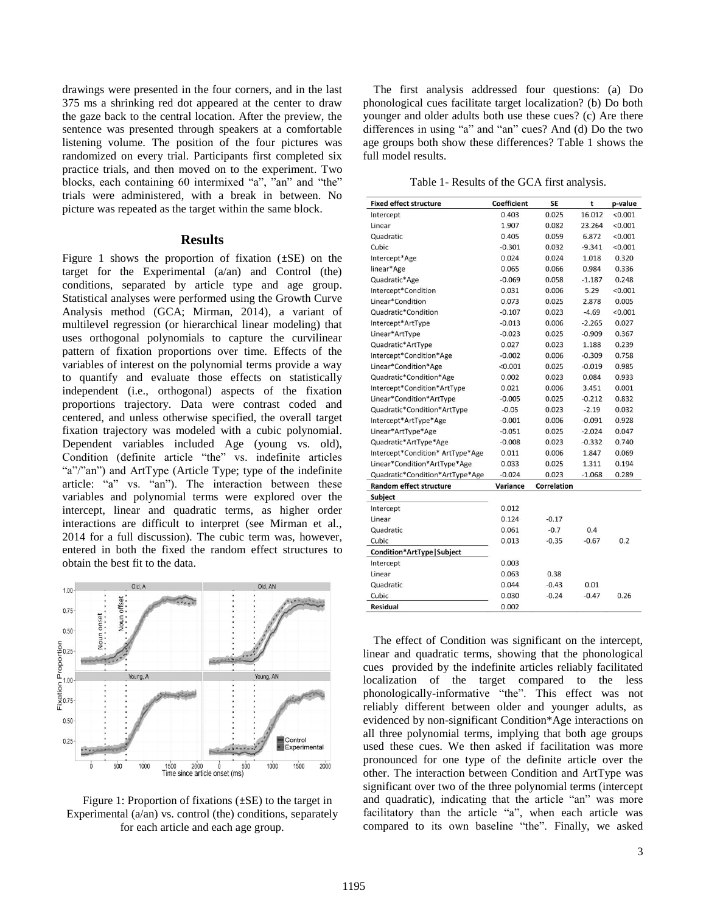drawings were presented in the four corners, and in the last 375 ms a shrinking red dot appeared at the center to draw the gaze back to the central location. After the preview, the sentence was presented through speakers at a comfortable listening volume. The position of the four pictures was randomized on every trial. Participants first completed six practice trials, and then moved on to the experiment. Two blocks, each containing 60 intermixed "a", "an" and "the" trials were administered, with a break in between. No picture was repeated as the target within the same block.

## Results

Figure 1 shows the proportion of fixation (±SE) on the target for the Experimental (a/an) and Control (the) conditions, separated by article type and age group. Statistical analyses were performed using the Growth Curve Analysis method (GCA; Mirman, 2014), a variant of multilevel regression (or hierarchical linear modeling) that uses orthogonal polynomials to capture the curvilinear pattern of fixation proportions over time. Effects of the variables of interest on the polynomial terms provide a way to quantify and evaluate those effects on statistically independent (i.e., orthogonal) aspects of the fixation proportions trajectory. Data were contrast coded and centered, and unless otherwise specified, the overall target fixation trajectory was modeled with a cubic polynomial. Dependent variables included Age (young vs. old), Condition (definite article "the" vs. indefinite articles "a"/"an") and ArtType (Article Type; type of the indefinite article: "a" vs. "an"). The interaction between these variables and polynomial terms were explored over the intercept, linear and quadratic terms, as higher order interactions are difficult to interpret (see Mirman et al., 2014 for a full discussion). The cubic term was, however, entered in both the fixed the random effect structures to obtain the best fit to the data.

Figure 1: Proportion of fixations (±SE) to the target in Experimental (a/an) vs. control (the) conditions, separately for each article and each age group.

The first analysis addressed four questions: (a) Do phonological cues facilitate target localization? (b) Do both younger and older adults both use these cues? (c) Are there differences in using "a" and "an" cues? And (d) Do the two age groups both show these differences? Table 1 shows the full model results.

Table 1- Results of the GCA first analysis.

| Fixed effect structure | Coefficient | SE | t | p-value |
|---|---|---|---|---|
| Intercept | 0.403 | 0.025 | 16.012 | <0.001 |
| Linear | 1.907 | 0.082 | 23.264 | <0.001 |
| Quadratic | 0.405 | 0.059 | 6.872 | <0.001 |
| Cubic | -0.301 | 0.032 | -9.341 | <0.001 |
| Intercept*Age | 0.024 | 0.024 | 1.018 | 0.320 |
| linear*Age | 0.065 | 0.066 | 0.984 | 0.336 |
| Quadratic*Age | -0.069 | 0.058 | -1.187 | 0.248 |
| Intercept*Condition | 0.031 | 0.006 | 5.29 | <0.001 |
| Linear*Condition | 0.073 | 0.025 | 2.878 | 0.005 |
| Quadratic*Condition | -0.107 | 0.023 | -4.69 | <0.001 |
| Intercept*ArtType | -0.013 | 0.006 | -2.265 | 0.027 |
| Linear*ArtType | -0.023 | 0.025 | -0.909 | 0.367 |
| Quadratic*ArtType | 0.027 | 0.023 | 1.188 | 0.239 |
| Intercept*Condition*Age | -0.002 | 0.006 | -0.309 | 0.758 |
| Linear*Condition*Age | <0.001 | 0.025 | -0.019 | 0.985 |
| Quadratic*Condition*Age | 0.002 | 0.023 | 0.084 | 0.933 |
| Intercept*Condition*ArtType | 0.021 | 0.006 | 3.451 | 0.001 |
| Linear*Condition*ArtType | -0.005 | 0.025 | -0.212 | 0.832 |
| Quadratic*Condition*ArtType | -0.05 | 0.023 | -2.19 | 0.032 |
| Intercept*ArtType*Age | -0.001 | 0.006 | -0.091 | 0.928 |
| Linear*ArtType*Age | -0.051 | 0.025 | -2.024 | 0.047 |
| Quadratic*ArtType*Age | -0.008 | 0.023 | -0.332 | 0.740 |
| Intercept*Condition* ArtType*Age | 0.011 | 0.006 | 1.847 | 0.069 |
| Linear*Condition*ArtType*Age | 0.033 | 0.025 | 1.311 | 0.194 |
| Quadratic*Condition*ArtType*Age | -0.024 | 0.023 | -1.068 | 0.289 |
| **Random effect structure** | **Variance** | **Correlation** | | |
| **Subject** | | | | |
| Intercept | 0.012 | | | |
| Linear | 0.124 | -0.17 | | |
| Quadratic | 0.061 | -0.7 | 0.4 | |
| Cubic | 0.013 | -0.35 | -0.67 | 0.2 |
| **Condition*ArtType\|Subject** | | | | |
| Intercept | 0.003 | | | |
| Linear | 0.063 | 0.38 | | |
| Quadratic | 0.044 | -0.43 | 0.01 | |
| Cubic | 0.030 | -0.24 | -0.47 | 0.26 |
| **Residual** | 0.002 | | | |

The effect of Condition was significant on the intercept, linear and quadratic terms, showing that the phonological cues provided by the indefinite articles reliably facilitated localization of the target compared to the less phonologically-informative "the". This effect was not reliably different between older and younger adults, as evidenced by non-significant Condition*Age interactions on all three polynomial terms, implying that both age groups used these cues. We then asked if facilitation was more pronounced for one type of the definite article over the other. The interaction between Condition and ArtType was significant over two of the three polynomial terms (intercept and quadratic), indicating that the article "an" was more facilitatory than the article "a", when each article was compared to its own baseline "the". Finally, we asked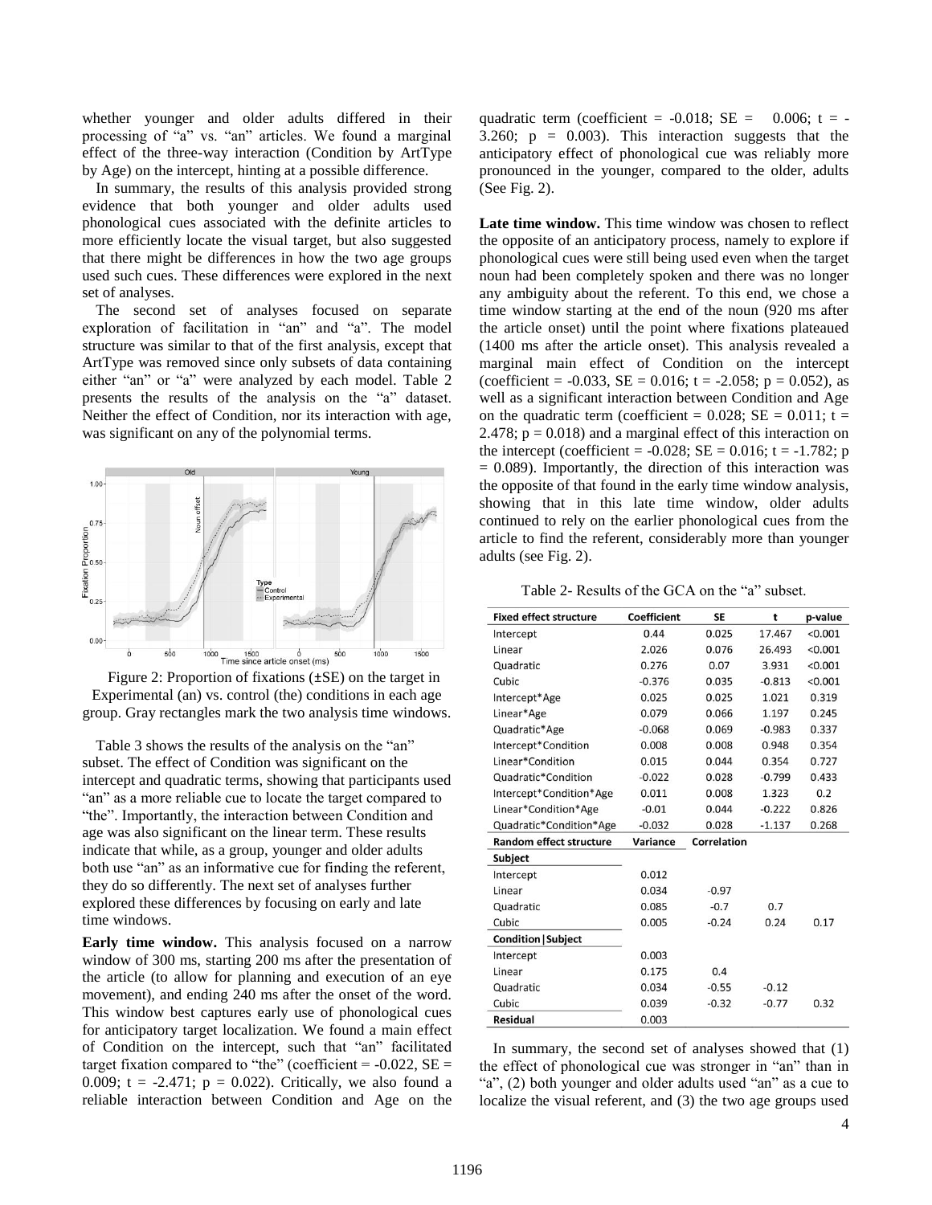whether younger and older adults differed in their processing of "a" vs. "an" articles. We found a marginal effect of the three-way interaction (Condition by ArtType by Age) on the intercept, hinting at a possible difference.

In summary, the results of this analysis provided strong evidence that both younger and older adults used phonological cues associated with the definite articles to more efficiently locate the visual target, but also suggested that there might be differences in how the two age groups used such cues. These differences were explored in the next set of analyses.

The second set of analyses focused on separate exploration of facilitation in "an" and "a". The model structure was similar to that of the first analysis, except that ArtType was removed since only subsets of data containing either "an" or "a" were analyzed by each model. Table 2 presents the results of the analysis on the "a" dataset. Neither the effect of Condition, nor its interaction with age, was significant on any of the polynomial terms.

Figure 2: Proportion of fixations (±SE) on the target in Experimental (an) vs. control (the) conditions in each age group. Gray rectangles mark the two analysis time windows.

Table 3 shows the results of the analysis on the "an" subset. The effect of Condition was significant on the intercept and quadratic terms, showing that participants used "an" as a more reliable cue to locate the target compared to "the". Importantly, the interaction between Condition and age was also significant on the linear term. These results indicate that while, as a group, younger and older adults both use "an" as an informative cue for finding the referent, they do so differently. The next set of analyses further explored these differences by focusing on early and late time windows.

**Early time window.** This analysis focused on a narrow window of 300 ms, starting 200 ms after the presentation of the article (to allow for planning and execution of an eye movement), and ending 240 ms after the onset of the word. This window best captures early use of phonological cues for anticipatory target localization. We found a main effect of Condition on the intercept, such that "an" facilitated target fixation compared to "the" (coefficient = -0.022, SE = 0.009; t = -2.471; p = 0.022). Critically, we also found a reliable interaction between Condition and Age on the quadratic term (coefficient = -0.018; SE = 0.006; t = -3.260; p = 0.003). This interaction suggests that the anticipatory effect of phonological cue was reliably more pronounced in the younger, compared to the older, adults (See Fig. 2).

**Late time window.** This time window was chosen to reflect the opposite of an anticipatory process, namely to explore if phonological cues were still being used even when the target noun had been completely spoken and there was no longer any ambiguity about the referent. To this end, we chose a time window starting at the end of the noun (920 ms after the article onset) until the point where fixations plateaued (1400 ms after the article onset). This analysis revealed a marginal main effect of Condition on the intercept (coefficient = -0.033, SE = 0.016; t = -2.058; p = 0.052), as well as a significant interaction between Condition and Age on the quadratic term (coefficient = 0.028; SE = 0.011; t = 2.478; p = 0.018) and a marginal effect of this interaction on the intercept (coefficient = -0.028; SE = 0.016; t = -1.782; p = 0.089). Importantly, the direction of this interaction was the opposite of that found in the early time window analysis, showing that in this late time window, older adults continued to rely on the earlier phonological cues from the article to find the referent, considerably more than younger adults (see Fig. 2).

Table 2- Results of the GCA on the "a" subset.

| Fixed effect structure | Coefficient | SE | t | p-value |
|---|---|---|---|---|
| Intercept | 0.44 | 0.025 | 17.467 | <0.001 |
| Linear | 2.026 | 0.076 | 26.493 | <0.001 |
| Quadratic | 0.276 | 0.07 | 3.931 | <0.001 |
| Cubic | -0.376 | 0.035 | -0.813 | <0.001 |
| Intercept*Age | 0.025 | 0.025 | 1.021 | 0.319 |
| Linear*Age | 0.079 | 0.066 | 1.197 | 0.245 |
| Quadratic*Age | -0.068 | 0.069 | -0.983 | 0.337 |
| Intercept*Condition | 0.008 | 0.008 | 0.948 | 0.354 |
| Linear*Condition | 0.015 | 0.044 | 0.354 | 0.727 |
| Quadratic*Condition | -0.022 | 0.028 | -0.799 | 0.433 |
| Intercept*Condition*Age | 0.011 | 0.008 | 1.323 | 0.2 |
| Linear*Condition*Age | -0.01 | 0.044 | -0.222 | 0.826 |
| Quadratic*Condition*Age | -0.032 | 0.028 | -1.137 | 0.268 |
| **Random effect structure** | **Variance** | **Correlation** | | |
| **Subject** | | | | |
| Intercept | 0.012 | | | |
| Linear | 0.034 | -0.97 | | |
| Quadratic | 0.085 | -0.7 | 0.7 | |
| Cubic | 0.005 | -0.24 | 0.24 | 0.17 |
| **Condition\|Subject** | | | | |
| Intercept | 0.003 | | | |
| Linear | 0.175 | 0.4 | | |
| Quadratic | 0.034 | -0.55 | -0.12 | |
| Cubic | 0.039 | -0.32 | -0.77 | 0.32 |
| **Residual** | 0.003 | | | |

In summary, the second set of analyses showed that (1) the effect of phonological cue was stronger in "an" than in "a", (2) both younger and older adults used "an" as a cue to localize the visual referent, and (3) the two age groups used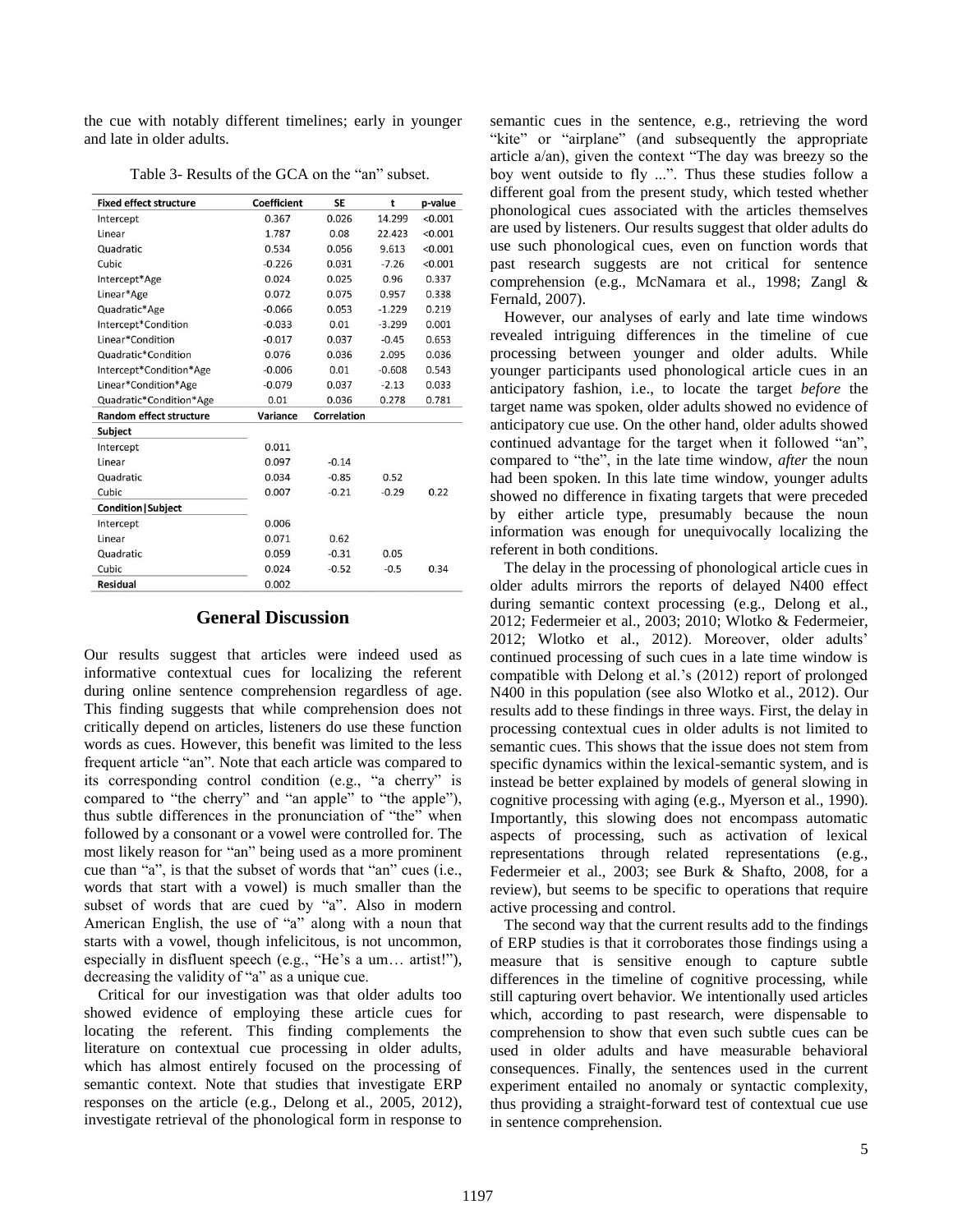the cue with notably different timelines; early in younger and late in older adults.

Table 3- Results of the GCA on the "an" subset.

| Fixed effect structure | Coefficient | SE | t | p-value |
|---|---|---|---|---|
| Intercept | 0.367 | 0.026 | 14.299 | <0.001 |
| Linear | 1.787 | 0.08 | 22.423 | <0.001 |
| Quadratic | 0.534 | 0.056 | 9.613 | <0.001 |
| Cubic | -0.226 | 0.031 | -7.26 | <0.001 |
| Intercept*Age | 0.024 | 0.025 | 0.96 | 0.337 |
| Linear*Age | 0.072 | 0.075 | 0.957 | 0.338 |
| Quadratic*Age | -0.066 | 0.053 | -1.229 | 0.219 |
| Intercept*Condition | -0.033 | 0.01 | -3.299 | 0.001 |
| Linear*Condition | -0.017 | 0.037 | -0.45 | 0.653 |
| Quadratic*Condition | 0.076 | 0.036 | 2.095 | 0.036 |
| Intercept*Condition*Age | -0.006 | 0.01 | -0.608 | 0.543 |
| Linear*Condition*Age | -0.079 | 0.037 | -2.13 | 0.033 |
| Quadratic*Condition*Age | 0.01 | 0.036 | 0.278 | 0.781 |
| **Random effect structure** | **Variance** | **Correlation** | | |
| **Subject** | | | | |
| Intercept | 0.011 | | | |
| Linear | 0.097 | -0.14 | | |
| Quadratic | 0.034 | -0.85 | 0.52 | |
| Cubic | 0.007 | -0.21 | -0.29 | 0.22 |
| **Condition\|Subject** | | | | |
| Intercept | 0.006 | | | |
| Linear | 0.071 | 0.62 | | |
| Quadratic | 0.059 | -0.31 | 0.05 | |
| Cubic | 0.024 | -0.52 | -0.5 | 0.34 |
| **Residual** | 0.002 | | | |

## General Discussion

Our results suggest that articles were indeed used as informative contextual cues for localizing the referent during online sentence comprehension regardless of age. This finding suggests that while comprehension does not critically depend on articles, listeners do use these function words as cues. However, this benefit was limited to the less frequent article "an". Note that each article was compared to its corresponding control condition (e.g., "a cherry" is compared to "the cherry" and "an apple" to "the apple"), thus subtle differences in the pronunciation of "the" when followed by a consonant or a vowel were controlled for. The most likely reason for "an" being used as a more prominent cue than "a", is that the subset of words that "an" cues (i.e., words that start with a vowel) is much smaller than the subset of words that are cued by "a". Also in modern American English, the use of "a" along with a noun that starts with a vowel, though infelicitous, is not uncommon, especially in disfluent speech (e.g., "He's a um… artist!"), decreasing the validity of "a" as a unique cue.

Critical for our investigation was that older adults too showed evidence of employing these article cues for locating the referent. This finding complements the literature on contextual cue processing in older adults, which has almost entirely focused on the processing of semantic context. Note that studies that investigate ERP responses on the article (e.g., Delong et al., 2005, 2012), investigate retrieval of the phonological form in response to semantic cues in the sentence, e.g., retrieving the word "kite" or "airplane" (and subsequently the appropriate article a/an), given the context "The day was breezy so the boy went outside to fly ...". Thus these studies follow a different goal from the present study, which tested whether phonological cues associated with the articles themselves are used by listeners. Our results suggest that older adults do use such phonological cues, even on function words that past research suggests are not critical for sentence comprehension (e.g., McNamara et al., 1998; Zangl & Fernald, 2007).

However, our analyses of early and late time windows revealed intriguing differences in the timeline of cue processing between younger and older adults. While younger participants used phonological article cues in an anticipatory fashion, i.e., to locate the target *before* the target name was spoken, older adults showed no evidence of anticipatory cue use. On the other hand, older adults showed continued advantage for the target when it followed "an", compared to "the", in the late time window, *after* the noun had been spoken. In this late time window, younger adults showed no difference in fixating targets that were preceded by either article type, presumably because the noun information was enough for unequivocally localizing the referent in both conditions.

The delay in the processing of phonological article cues in older adults mirrors the reports of delayed N400 effect during semantic context processing (e.g., Delong et al., 2012; Federmeier et al., 2003; 2010; Wlotko & Federmeier, 2012; Wlotko et al., 2012). Moreover, older adults' continued processing of such cues in a late time window is compatible with Delong et al.'s (2012) report of prolonged N400 in this population (see also Wlotko et al., 2012). Our results add to these findings in three ways. First, the delay in processing contextual cues in older adults is not limited to semantic cues. This shows that the issue does not stem from specific dynamics within the lexical-semantic system, and is instead be better explained by models of general slowing in cognitive processing with aging (e.g., Myerson et al., 1990). Importantly, this slowing does not encompass automatic aspects of processing, such as activation of lexical representations through related representations (e.g., Federmeier et al., 2003; see Burk & Shafto, 2008, for a review), but seems to be specific to operations that require active processing and control.

The second way that the current results add to the findings of ERP studies is that it corroborates those findings using a measure that is sensitive enough to capture subtle differences in the timeline of cognitive processing, while still capturing overt behavior. We intentionally used articles which, according to past research, were dispensable to comprehension to show that even such subtle cues can be used in older adults and have measurable behavioral consequences. Finally, the sentences used in the current experiment entailed no anomaly or syntactic complexity, thus providing a straight-forward test of contextual cue use in sentence comprehension.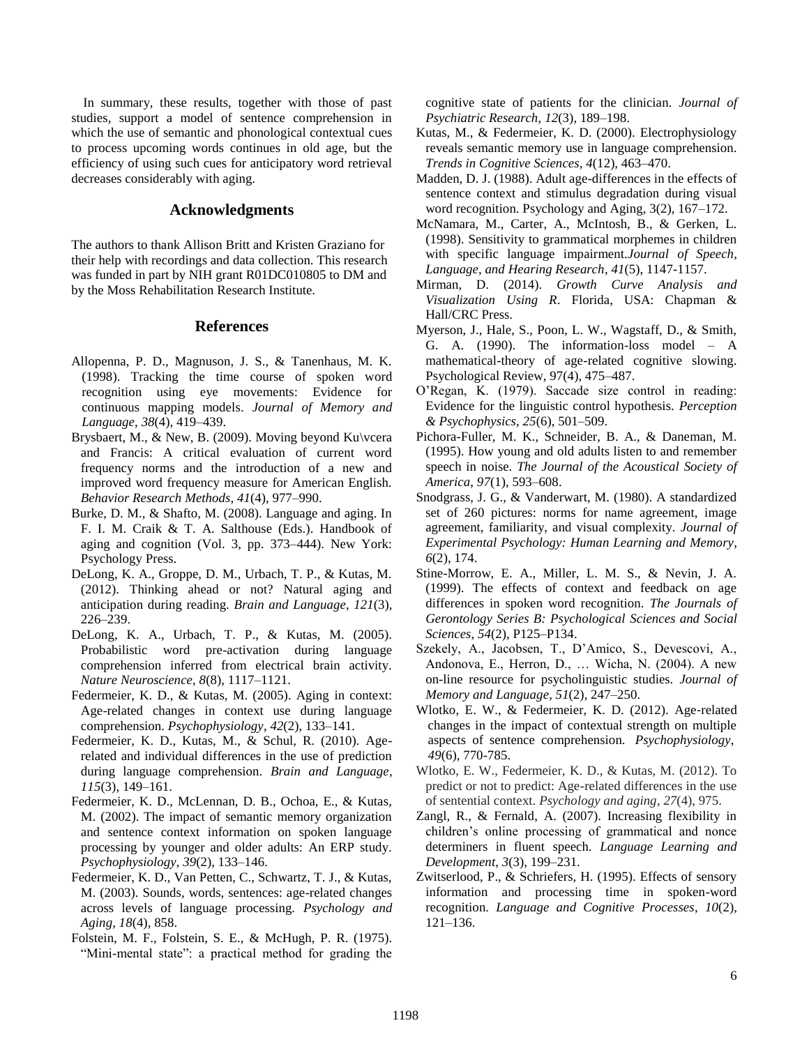In summary, these results, together with those of past studies, support a model of sentence comprehension in which the use of semantic and phonological contextual cues to process upcoming words continues in old age, but the efficiency of using such cues for anticipatory word retrieval decreases considerably with aging.

## Acknowledgments

The authors to thank Allison Britt and Kristen Graziano for their help with recordings and data collection. This research was funded in part by NIH grant R01DC010805 to DM and by the Moss Rehabilitation Research Institute.

## References

Allopenna, P. D., Magnuson, J. S., & Tanenhaus, M. K. (1998). Tracking the time course of spoken word recognition using eye movements: Evidence for continuous mapping models. *Journal of Memory and Language*, *38*(4), 419–439.

Brysbaert, M., & New, B. (2009). Moving beyond Ku\vcera and Francis: A critical evaluation of current word frequency norms and the introduction of a new and improved word frequency measure for American English. *Behavior Research Methods*, *41*(4), 977–990.

Burke, D. M., & Shafto, M. (2008). Language and aging. In F. I. M. Craik & T. A. Salthouse (Eds.). Handbook of aging and cognition (Vol. 3, pp. 373–444). New York: Psychology Press.

DeLong, K. A., Groppe, D. M., Urbach, T. P., & Kutas, M. (2012). Thinking ahead or not? Natural aging and anticipation during reading. *Brain and Language*, *121*(3), 226–239.

DeLong, K. A., Urbach, T. P., & Kutas, M. (2005). Probabilistic word pre-activation during language comprehension inferred from electrical brain activity. *Nature Neuroscience*, *8*(8), 1117–1121.

Federmeier, K. D., & Kutas, M. (2005). Aging in context: Age-related changes in context use during language comprehension. *Psychophysiology*, *42*(2), 133–141.

Federmeier, K. D., Kutas, M., & Schul, R. (2010). Age-related and individual differences in the use of prediction during language comprehension. *Brain and Language*, *115*(3), 149–161.

Federmeier, K. D., McLennan, D. B., Ochoa, E., & Kutas, M. (2002). The impact of semantic memory organization and sentence context information on spoken language processing by younger and older adults: An ERP study. *Psychophysiology*, *39*(2), 133–146.

Federmeier, K. D., Van Petten, C., Schwartz, T. J., & Kutas, M. (2003). Sounds, words, sentences: age-related changes across levels of language processing. *Psychology and Aging*, *18*(4), 858.

Folstein, M. F., Folstein, S. E., & McHugh, P. R. (1975). "Mini-mental state": a practical method for grading the cognitive state of patients for the clinician. *Journal of Psychiatric Research*, *12*(3), 189–198.

Kutas, M., & Federmeier, K. D. (2000). Electrophysiology reveals semantic memory use in language comprehension. *Trends in Cognitive Sciences*, *4*(12), 463–470.

Madden, D. J. (1988). Adult age-differences in the effects of sentence context and stimulus degradation during visual word recognition. Psychology and Aging, 3(2), 167–172.

McNamara, M., Carter, A., McIntosh, B., & Gerken, L. (1998). Sensitivity to grammatical morphemes in children with specific language impairment.*Journal of Speech, Language, and Hearing Research*, *41*(5), 1147-1157.

Mirman, D. (2014). *Growth Curve Analysis and Visualization Using R*. Florida, USA: Chapman & Hall/CRC Press.

Myerson, J., Hale, S., Poon, L. W., Wagstaff, D., & Smith, G. A. (1990). The information-loss model – A mathematical-theory of age-related cognitive slowing. Psychological Review, 97(4), 475–487.

O'Regan, K. (1979). Saccade size control in reading: Evidence for the linguistic control hypothesis. *Perception & Psychophysics*, *25*(6), 501–509.

Pichora-Fuller, M. K., Schneider, B. A., & Daneman, M. (1995). How young and old adults listen to and remember speech in noise. *The Journal of the Acoustical Society of America*, *97*(1), 593–608.

Snodgrass, J. G., & Vanderwart, M. (1980). A standardized set of 260 pictures: norms for name agreement, image agreement, familiarity, and visual complexity. *Journal of Experimental Psychology: Human Learning and Memory*, *6*(2), 174.

Stine-Morrow, E. A., Miller, L. M. S., & Nevin, J. A. (1999). The effects of context and feedback on age differences in spoken word recognition. *The Journals of Gerontology Series B: Psychological Sciences and Social Sciences*, *54*(2), P125–P134.

Szekely, A., Jacobsen, T., D'Amico, S., Devescovi, A., Andonova, E., Herron, D., … Wicha, N. (2004). A new on-line resource for psycholinguistic studies. *Journal of Memory and Language*, *51*(2), 247–250.

Wlotko, E. W., & Federmeier, K. D. (2012). Age-related changes in the impact of contextual strength on multiple aspects of sentence comprehension. *Psychophysiology*, *49*(6), 770-785.

Wlotko, E. W., Federmeier, K. D., & Kutas, M. (2012). To predict or not to predict: Age-related differences in the use of sentential context. *Psychology and aging*, *27*(4), 975.

Zangl, R., & Fernald, A. (2007). Increasing flexibility in children's online processing of grammatical and nonce determiners in fluent speech. *Language Learning and Development*, *3*(3), 199–231.

Zwitserlood, P., & Schriefers, H. (1995). Effects of sensory information and processing time in spoken-word recognition. *Language and Cognitive Processes*, *10*(2), 121–136.